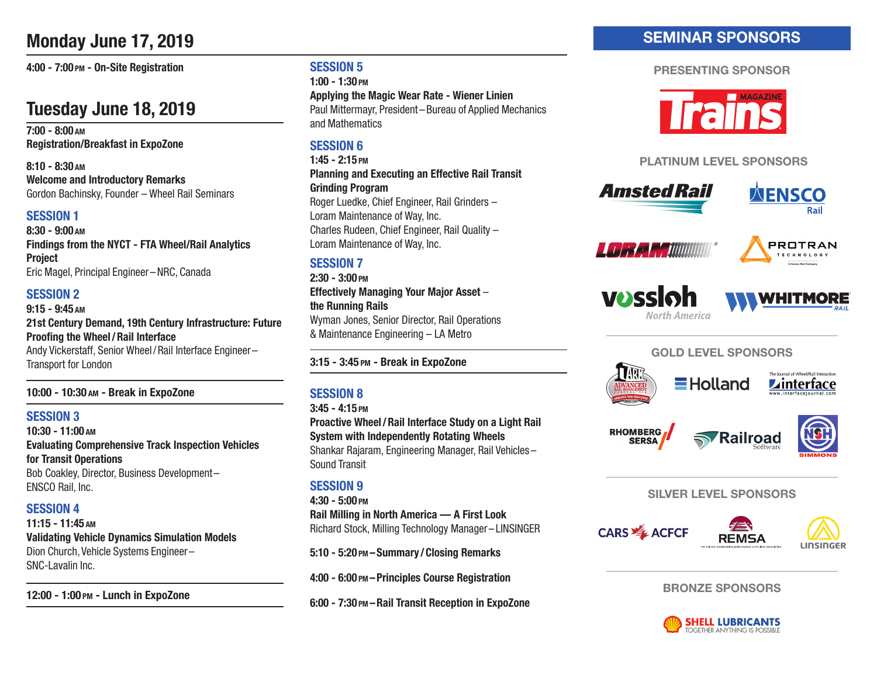## Monday June 17, 2019

**4:00 - 7:00 PM - On-Site Registration**

## Tuesday June 18, 2019

**7:00 - 8:00 AM**
**Registration/Breakfast in ExpoZone**

**8:10 - 8:30 AM**
**Welcome and Introductory Remarks**
Gordon Bachinsky, Founder – Wheel Rail Seminars

### SESSION 1

**8:30 - 9:00 AM**
**Findings from the NYCT - FTA Wheel/Rail Analytics Project**
Eric Magel, Principal Engineer – NRC, Canada

### SESSION 2

**9:15 - 9:45 AM**
**21st Century Demand, 19th Century Infrastructure: Future Proofing the Wheel / Rail Interface**
Andy Vickerstaff, Senior Wheel / Rail Interface Engineer – Transport for London

**10:00 - 10:30 AM - Break in ExpoZone**

### SESSION 3

**10:30 - 11:00 AM**
**Evaluating Comprehensive Track Inspection Vehicles for Transit Operations**
Bob Coakley, Director, Business Development – ENSCO Rail, Inc.

### SESSION 4

**11:15 - 11:45 AM**
**Validating Vehicle Dynamics Simulation Models**
Dion Church, Vehicle Systems Engineer – SNC-Lavalin Inc.

**12:00 - 1:00 PM - Lunch in ExpoZone**

### SESSION 5

**1:00 - 1:30 PM**
**Applying the Magic Wear Rate - Wiener Linien**
Paul Mittermayr, President – Bureau of Applied Mechanics and Mathematics

### SESSION 6

**1:45 - 2:15 PM**
**Planning and Executing an Effective Rail Transit Grinding Program**
Roger Luedke, Chief Engineer, Rail Grinders – Loram Maintenance of Way, Inc.
Charles Rudeen, Chief Engineer, Rail Quality – Loram Maintenance of Way, Inc.

### SESSION 7

**2:30 - 3:00 PM**
**Effectively Managing Your Major Asset – the Running Rails**
Wyman Jones, Senior Director, Rail Operations & Maintenance Engineering – LA Metro

**3:15 - 3:45 PM - Break in ExpoZone**

### SESSION 8

**3:45 - 4:15 PM**
**Proactive Wheel / Rail Interface Study on a Light Rail System with Independently Rotating Wheels**
Shankar Rajaram, Engineering Manager, Rail Vehicles – Sound Transit

### SESSION 9

**4:30 - 5:00 PM**
**Rail Milling in North America — A First Look**
Richard Stock, Milling Technology Manager – LINSINGER

**5:10 - 5:20 PM – Summary / Closing Remarks**

**4:00 - 6:00 PM – Principles Course Registration**

**6:00 - 7:30 PM – Rail Transit Reception in ExpoZone**

## SEMINAR SPONSORS

### PRESENTING SPONSOR

Trains Magazine

### PLATINUM LEVEL SPONSORS

Amsted Rail
ENSCO Rail
LORAM
PROTRAN Technology
vossloh North America
WHITMORE Rail

### GOLD LEVEL SPONSORS

Advanced Rail Management
Holland
interface – The Journal of Wheel/Rail Interaction
RHOMBERG SERSA
Railroad Software
SIMMONS

### SILVER LEVEL SPONSORS

CARS ACFCF
REMSA
LINSINGER

### BRONZE SPONSORS

SHELL LUBRICANTS – TOGETHER ANYTHING IS POSSIBLE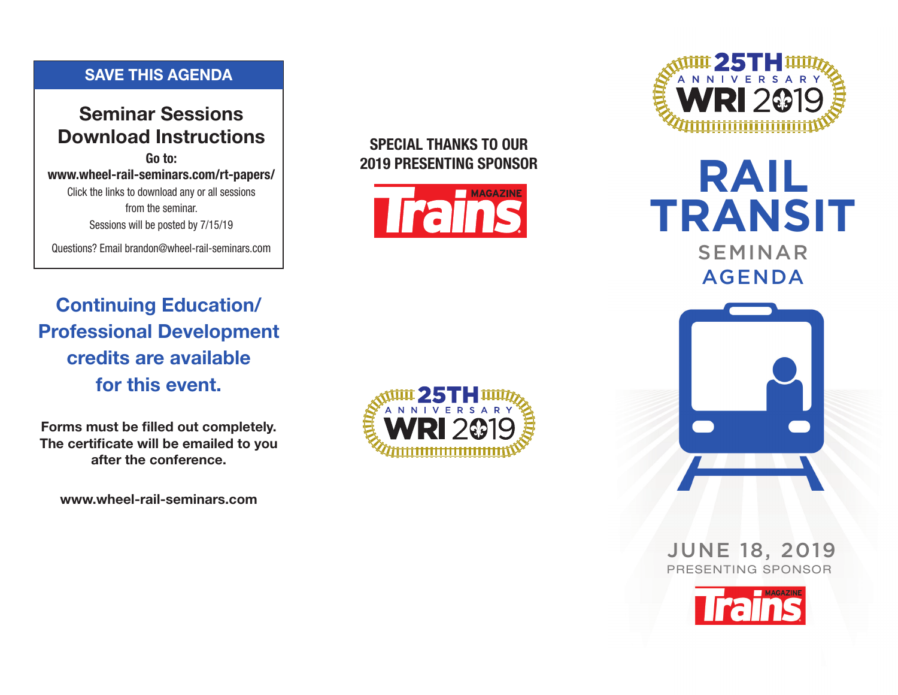## SAVE THIS AGENDA

### Seminar Sessions Download Instructions

**Go to:**
**www.wheel-rail-seminars.com/rt-papers/**

Click the links to download any or all sessions from the seminar.

Sessions will be posted by 7/15/19

Questions? Email brandon@wheel-rail-seminars.com

## Continuing Education/ Professional Development credits are available for this event.

**Forms must be filled out completely. The certificate will be emailed to you after the conference.**

**www.wheel-rail-seminars.com**

**SPECIAL THANKS TO OUR 2019 PRESENTING SPONSOR**

Trains MAGAZINE

25TH ANNIVERSARY WRI 2019

25TH ANNIVERSARY WRI 2019

# RAIL TRANSIT

## SEMINAR AGENDA

JUNE 18, 2019

PRESENTING SPONSOR

Trains MAGAZINE